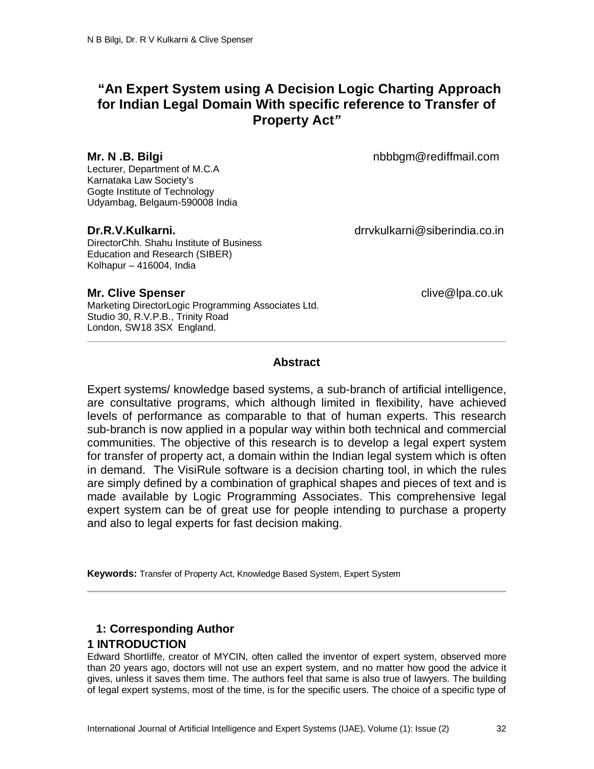# "An Expert System using A Decision Logic Charting Approach for Indian Legal Domain With specific reference to Transfer of Property Act"

**Mr. N .B. Bilgi** nbbbgm@rediffmail.com
Lecturer, Department of M.C.A
Karnataka Law Society's
Gogte Institute of Technology
Udyambag, Belgaum-590008 India

**Dr.R.V.Kulkarni.** drrvkulkarni@siberindia.co.in
DirectorChh. Shahu Institute of Business
Education and Research (SIBER)
Kolhapur – 416004, India

**Mr. Clive Spenser** clive@lpa.co.uk
Marketing DirectorLogic Programming Associates Ltd.
Studio 30, R.V.P.B., Trinity Road
London, SW18 3SX England.

---

## Abstract

Expert systems/ knowledge based systems, a sub-branch of artificial intelligence, are consultative programs, which although limited in flexibility, have achieved levels of performance as comparable to that of human experts. This research sub-branch is now applied in a popular way within both technical and commercial communities. The objective of this research is to develop a legal expert system for transfer of property act, a domain within the Indian legal system which is often in demand. The VisiRule software is a decision charting tool, in which the rules are simply defined by a combination of graphical shapes and pieces of text and is made available by Logic Programming Associates. This comprehensive legal expert system can be of great use for people intending to purchase a property and also to legal experts for fast decision making.

**Keywords:** Transfer of Property Act, Knowledge Based System, Expert System

---

**1: Corresponding Author**

## 1 INTRODUCTION

Edward Shortliffe, creator of MYCIN, often called the inventor of expert system, observed more than 20 years ago, doctors will not use an expert system, and no matter how good the advice it gives, unless it saves them time. The authors feel that same is also true of lawyers. The building of legal expert systems, most of the time, is for the specific users. The choice of a specific type of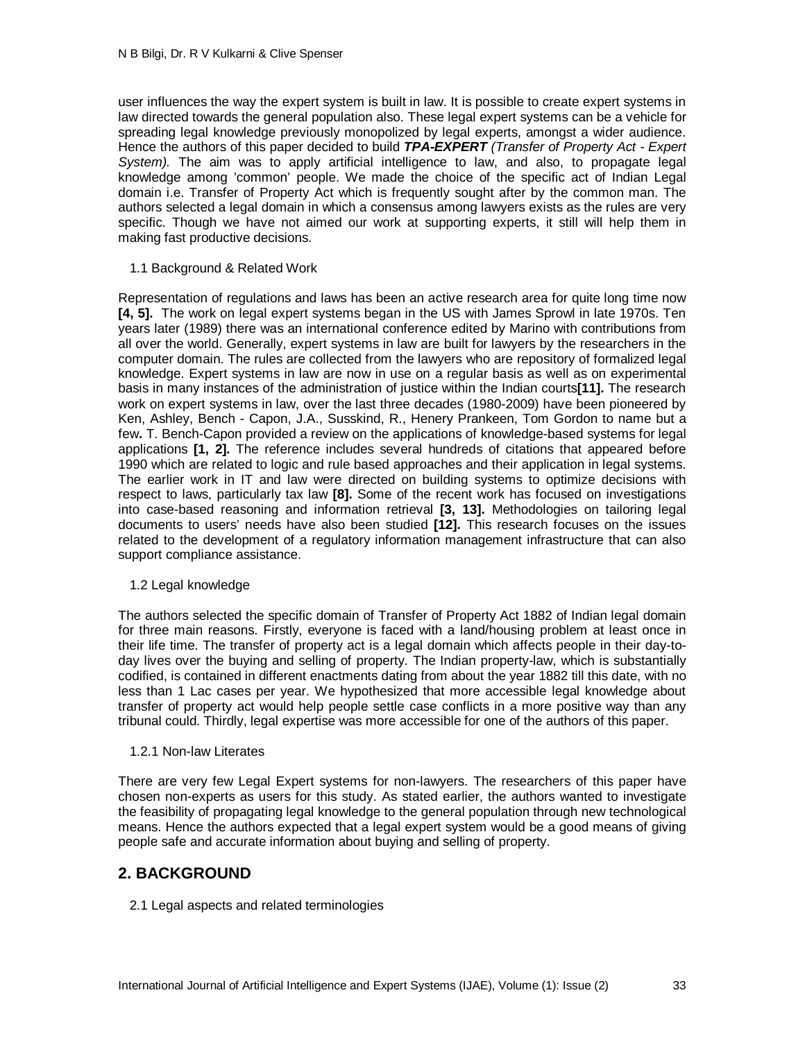user influences the way the expert system is built in law. It is possible to create expert systems in law directed towards the general population also. These legal expert systems can be a vehicle for spreading legal knowledge previously monopolized by legal experts, amongst a wider audience. Hence the authors of this paper decided to build ***TPA-EXPERT*** *(Transfer of Property Act - Expert System).* The aim was to apply artificial intelligence to law, and also, to propagate legal knowledge among 'common' people. We made the choice of the specific act of Indian Legal domain i.e. Transfer of Property Act which is frequently sought after by the common man. The authors selected a legal domain in which a consensus among lawyers exists as the rules are very specific. Though we have not aimed our work at supporting experts, it still will help them in making fast productive decisions.

### 1.1 Background & Related Work

Representation of regulations and laws has been an active research area for quite long time now **[4, 5].** The work on legal expert systems began in the US with James Sprowl in late 1970s. Ten years later (1989) there was an international conference edited by Marino with contributions from all over the world. Generally, expert systems in law are built for lawyers by the researchers in the computer domain. The rules are collected from the lawyers who are repository of formalized legal knowledge. Expert systems in law are now in use on a regular basis as well as on experimental basis in many instances of the administration of justice within the Indian courts**[11].** The research work on expert systems in law, over the last three decades (1980-2009) have been pioneered by Ken, Ashley, Bench - Capon, J.A., Susskind, R., Henery Prankeen, Tom Gordon to name but a few**.** T. Bench-Capon provided a review on the applications of knowledge-based systems for legal applications **[1, 2].** The reference includes several hundreds of citations that appeared before 1990 which are related to logic and rule based approaches and their application in legal systems. The earlier work in IT and law were directed on building systems to optimize decisions with respect to laws, particularly tax law **[8].** Some of the recent work has focused on investigations into case-based reasoning and information retrieval **[3, 13].** Methodologies on tailoring legal documents to users' needs have also been studied **[12].** This research focuses on the issues related to the development of a regulatory information management infrastructure that can also support compliance assistance.

### 1.2 Legal knowledge

The authors selected the specific domain of Transfer of Property Act 1882 of Indian legal domain for three main reasons. Firstly, everyone is faced with a land/housing problem at least once in their life time. The transfer of property act is a legal domain which affects people in their day-to-day lives over the buying and selling of property. The Indian property-law, which is substantially codified, is contained in different enactments dating from about the year 1882 till this date, with no less than 1 Lac cases per year. We hypothesized that more accessible legal knowledge about transfer of property act would help people settle case conflicts in a more positive way than any tribunal could. Thirdly, legal expertise was more accessible for one of the authors of this paper.

#### 1.2.1 Non-law Literates

There are very few Legal Expert systems for non-lawyers. The researchers of this paper have chosen non-experts as users for this study. As stated earlier, the authors wanted to investigate the feasibility of propagating legal knowledge to the general population through new technological means. Hence the authors expected that a legal expert system would be a good means of giving people safe and accurate information about buying and selling of property.

## 2. BACKGROUND

### 2.1 Legal aspects and related terminologies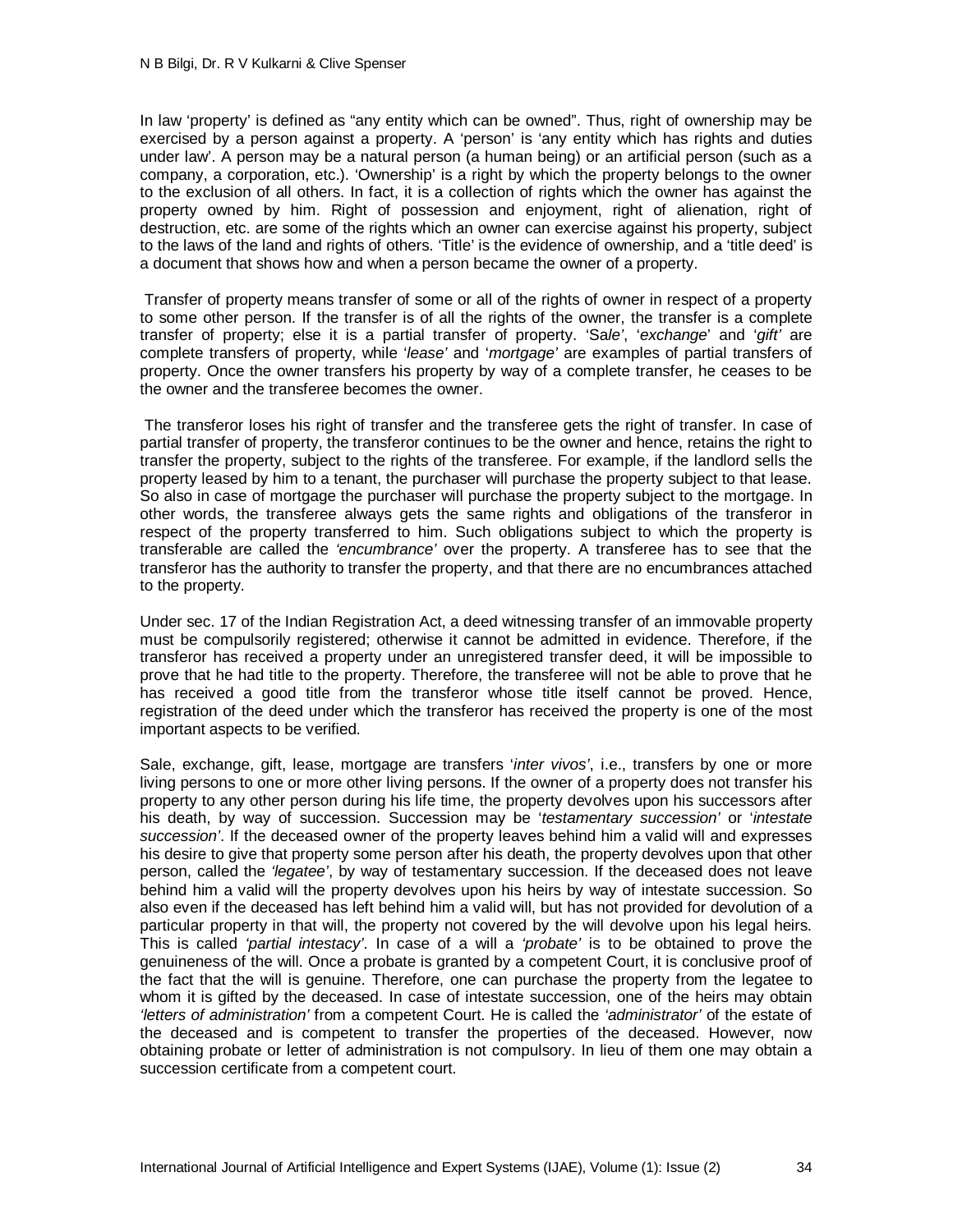In law 'property' is defined as "any entity which can be owned". Thus, right of ownership may be exercised by a person against a property. A 'person' is 'any entity which has rights and duties under law'. A person may be a natural person (a human being) or an artificial person (such as a company, a corporation, etc.). 'Ownership' is a right by which the property belongs to the owner to the exclusion of all others. In fact, it is a collection of rights which the owner has against the property owned by him. Right of possession and enjoyment, right of alienation, right of destruction, etc. are some of the rights which an owner can exercise against his property, subject to the laws of the land and rights of others. 'Title' is the evidence of ownership, and a 'title deed' is a document that shows how and when a person became the owner of a property.

Transfer of property means transfer of some or all of the rights of owner in respect of a property to some other person. If the transfer is of all the rights of the owner, the transfer is a complete transfer of property; else it is a partial transfer of property. 'Sa*le*', '*exchange*' and '*gift*' are complete transfers of property, while '*lease*' and '*mortgage*' are examples of partial transfers of property. Once the owner transfers his property by way of a complete transfer, he ceases to be the owner and the transferee becomes the owner.

The transferor loses his right of transfer and the transferee gets the right of transfer. In case of partial transfer of property, the transferor continues to be the owner and hence, retains the right to transfer the property, subject to the rights of the transferee. For example, if the landlord sells the property leased by him to a tenant, the purchaser will purchase the property subject to that lease. So also in case of mortgage the purchaser will purchase the property subject to the mortgage. In other words, the transferee always gets the same rights and obligations of the transferor in respect of the property transferred to him. Such obligations subject to which the property is transferable are called the *'encumbrance'* over the property. A transferee has to see that the transferor has the authority to transfer the property, and that there are no encumbrances attached to the property.

Under sec. 17 of the Indian Registration Act, a deed witnessing transfer of an immovable property must be compulsorily registered; otherwise it cannot be admitted in evidence. Therefore, if the transferor has received a property under an unregistered transfer deed, it will be impossible to prove that he had title to the property. Therefore, the transferee will not be able to prove that he has received a good title from the transferor whose title itself cannot be proved. Hence, registration of the deed under which the transferor has received the property is one of the most important aspects to be verified.

Sale, exchange, gift, lease, mortgage are transfers '*inter vivos*', i.e., transfers by one or more living persons to one or more other living persons. If the owner of a property does not transfer his property to any other person during his life time, the property devolves upon his successors after his death, by way of succession. Succession may be '*testamentary succession*' or '*intestate succession*'. If the deceased owner of the property leaves behind him a valid will and expresses his desire to give that property some person after his death, the property devolves upon that other person, called the *'legatee'*, by way of testamentary succession. If the deceased does not leave behind him a valid will the property devolves upon his heirs by way of intestate succession. So also even if the deceased has left behind him a valid will, but has not provided for devolution of a particular property in that will, the property not covered by the will devolve upon his legal heirs. This is called *'partial intestacy'*. In case of a will a *'probate'* is to be obtained to prove the genuineness of the will. Once a probate is granted by a competent Court, it is conclusive proof of the fact that the will is genuine. Therefore, one can purchase the property from the legatee to whom it is gifted by the deceased. In case of intestate succession, one of the heirs may obtain *'letters of administration'* from a competent Court. He is called the *'administrator'* of the estate of the deceased and is competent to transfer the properties of the deceased. However, now obtaining probate or letter of administration is not compulsory. In lieu of them one may obtain a succession certificate from a competent court.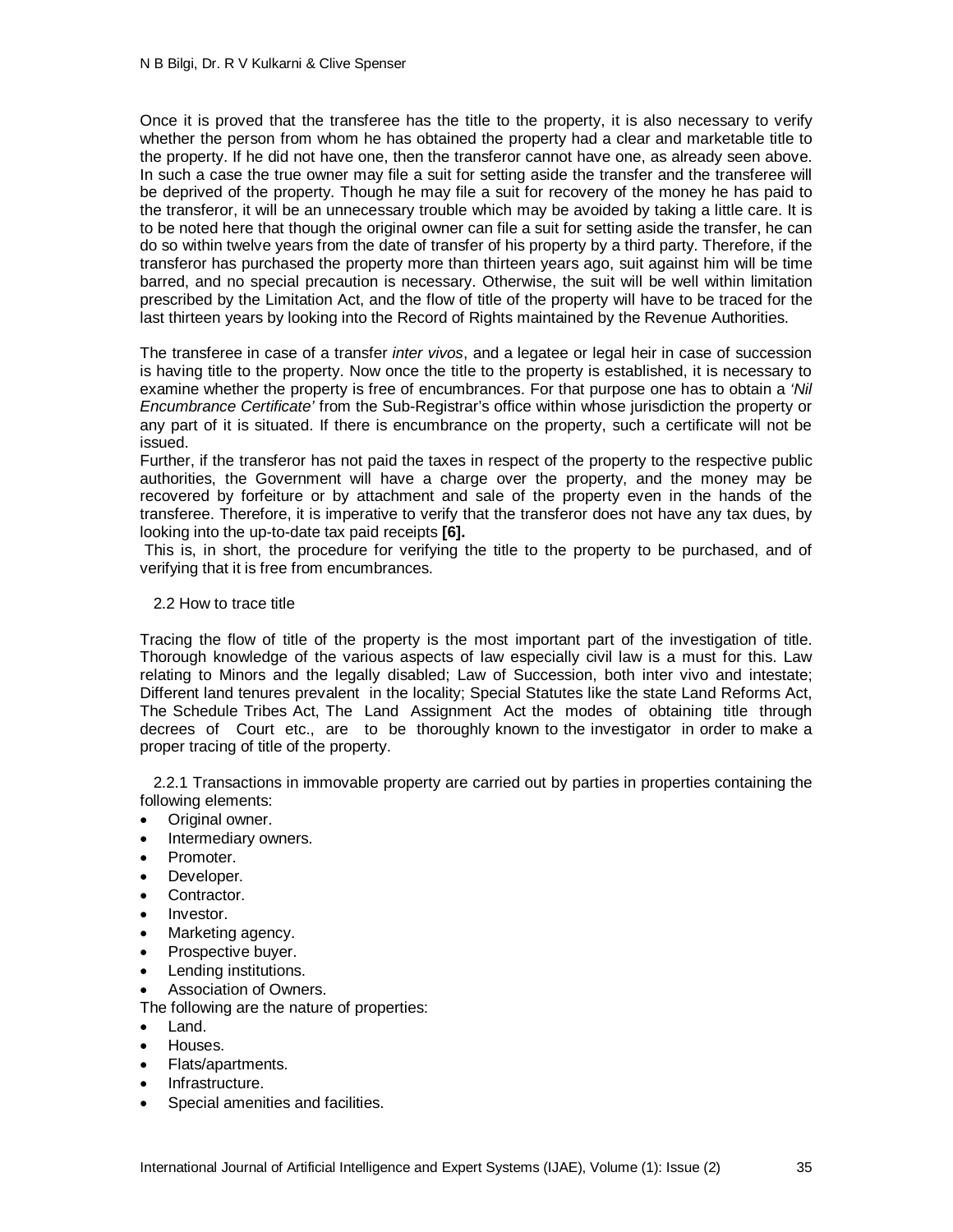Once it is proved that the transferee has the title to the property, it is also necessary to verify whether the person from whom he has obtained the property had a clear and marketable title to the property. If he did not have one, then the transferor cannot have one, as already seen above. In such a case the true owner may file a suit for setting aside the transfer and the transferee will be deprived of the property. Though he may file a suit for recovery of the money he has paid to the transferor, it will be an unnecessary trouble which may be avoided by taking a little care. It is to be noted here that though the original owner can file a suit for setting aside the transfer, he can do so within twelve years from the date of transfer of his property by a third party. Therefore, if the transferor has purchased the property more than thirteen years ago, suit against him will be time barred, and no special precaution is necessary. Otherwise, the suit will be well within limitation prescribed by the Limitation Act, and the flow of title of the property will have to be traced for the last thirteen years by looking into the Record of Rights maintained by the Revenue Authorities.

The transferee in case of a transfer *inter vivos*, and a legatee or legal heir in case of succession is having title to the property. Now once the title to the property is established, it is necessary to examine whether the property is free of encumbrances. For that purpose one has to obtain a *'Nil Encumbrance Certificate'* from the Sub-Registrar's office within whose jurisdiction the property or any part of it is situated. If there is encumbrance on the property, such a certificate will not be issued.

Further, if the transferor has not paid the taxes in respect of the property to the respective public authorities, the Government will have a charge over the property, and the money may be recovered by forfeiture or by attachment and sale of the property even in the hands of the transferee. Therefore, it is imperative to verify that the transferor does not have any tax dues, by looking into the up-to-date tax paid receipts **[6].**

This is, in short, the procedure for verifying the title to the property to be purchased, and of verifying that it is free from encumbrances.

### 2.2 How to trace title

Tracing the flow of title of the property is the most important part of the investigation of title. Thorough knowledge of the various aspects of law especially civil law is a must for this. Law relating to Minors and the legally disabled; Law of Succession, both inter vivo and intestate; Different land tenures prevalent in the locality; Special Statutes like the state Land Reforms Act, The Schedule Tribes Act, The Land Assignment Act the modes of obtaining title through decrees of Court etc., are to be thoroughly known to the investigator in order to make a proper tracing of title of the property.

2.2.1 Transactions in immovable property are carried out by parties in properties containing the following elements:

- Original owner.
- Intermediary owners.
- Promoter.
- Developer.
- Contractor.
- Investor.
- Marketing agency.
- Prospective buyer.
- Lending institutions.
- Association of Owners.

The following are the nature of properties:

- Land.
- Houses.
- Flats/apartments.
- Infrastructure.
- Special amenities and facilities.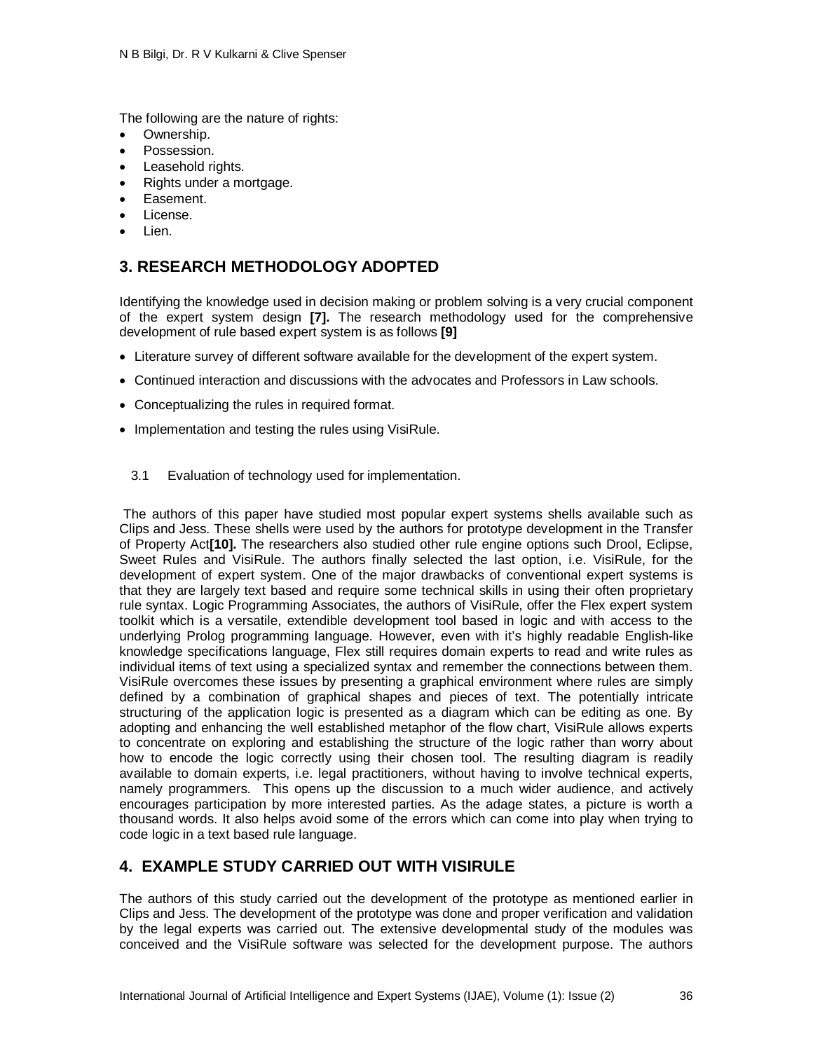The following are the nature of rights:

- Ownership.
- Possession.
- Leasehold rights.
- Rights under a mortgage.
- Easement.
- License.
- Lien.

## 3. RESEARCH METHODOLOGY ADOPTED

Identifying the knowledge used in decision making or problem solving is a very crucial component of the expert system design **[7].** The research methodology used for the comprehensive development of rule based expert system is as follows **[9]**

- Literature survey of different software available for the development of the expert system.
- Continued interaction and discussions with the advocates and Professors in Law schools.
- Conceptualizing the rules in required format.
- Implementation and testing the rules using VisiRule.

### 3.1 Evaluation of technology used for implementation.

The authors of this paper have studied most popular expert systems shells available such as Clips and Jess. These shells were used by the authors for prototype development in the Transfer of Property Act**[10].** The researchers also studied other rule engine options such Drool, Eclipse, Sweet Rules and VisiRule. The authors finally selected the last option, i.e. VisiRule, for the development of expert system. One of the major drawbacks of conventional expert systems is that they are largely text based and require some technical skills in using their often proprietary rule syntax. Logic Programming Associates, the authors of VisiRule, offer the Flex expert system toolkit which is a versatile, extendible development tool based in logic and with access to the underlying Prolog programming language. However, even with it's highly readable English-like knowledge specifications language, Flex still requires domain experts to read and write rules as individual items of text using a specialized syntax and remember the connections between them. VisiRule overcomes these issues by presenting a graphical environment where rules are simply defined by a combination of graphical shapes and pieces of text. The potentially intricate structuring of the application logic is presented as a diagram which can be editing as one. By adopting and enhancing the well established metaphor of the flow chart, VisiRule allows experts to concentrate on exploring and establishing the structure of the logic rather than worry about how to encode the logic correctly using their chosen tool. The resulting diagram is readily available to domain experts, i.e. legal practitioners, without having to involve technical experts, namely programmers. This opens up the discussion to a much wider audience, and actively encourages participation by more interested parties. As the adage states, a picture is worth a thousand words. It also helps avoid some of the errors which can come into play when trying to code logic in a text based rule language.

## 4. EXAMPLE STUDY CARRIED OUT WITH VISIRULE

The authors of this study carried out the development of the prototype as mentioned earlier in Clips and Jess. The development of the prototype was done and proper verification and validation by the legal experts was carried out. The extensive developmental study of the modules was conceived and the VisiRule software was selected for the development purpose. The authors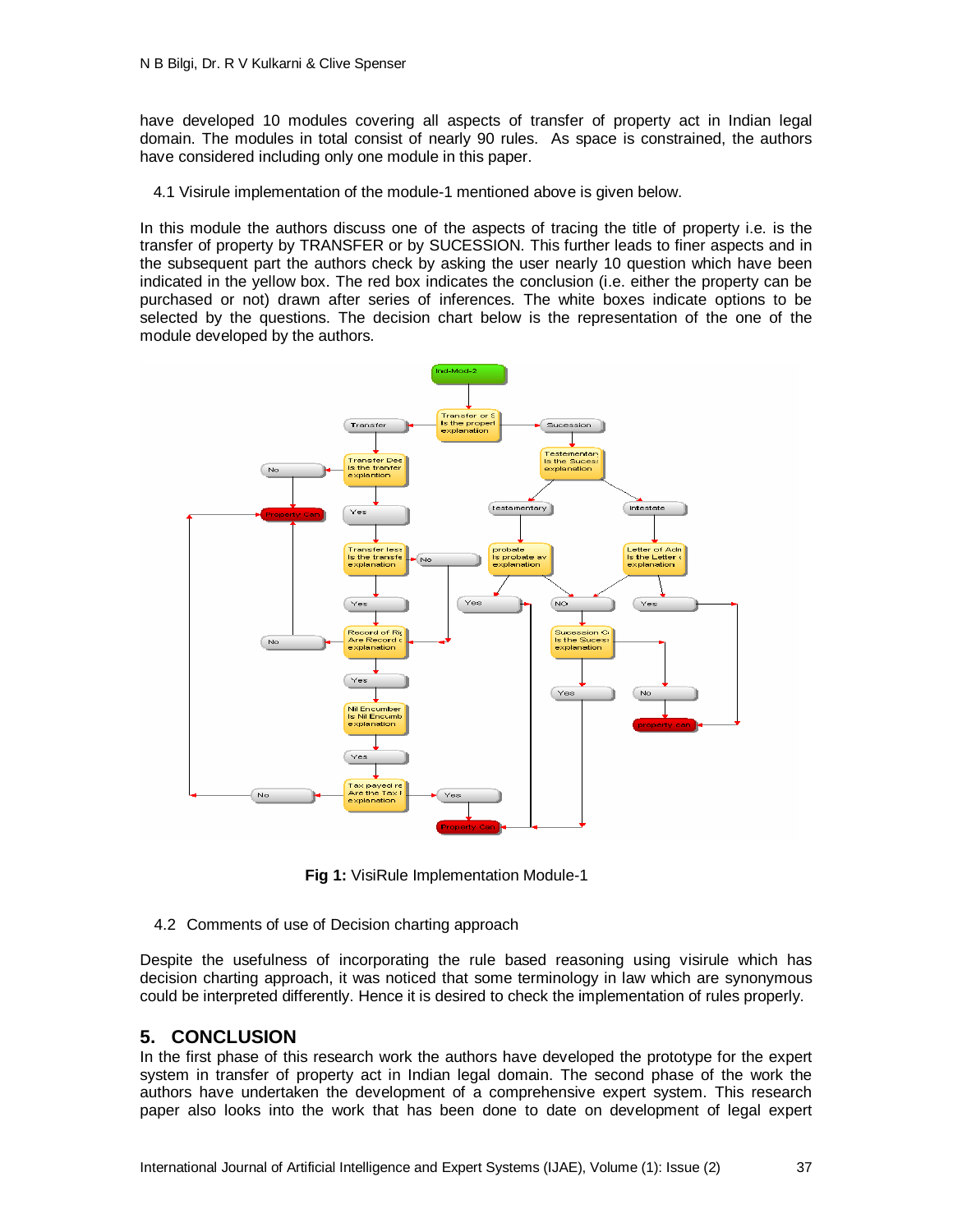have developed 10 modules covering all aspects of transfer of property act in Indian legal domain. The modules in total consist of nearly 90 rules. As space is constrained, the authors have considered including only one module in this paper.

4.1 Visirule implementation of the module-1 mentioned above is given below.

In this module the authors discuss one of the aspects of tracing the title of property i.e. is the transfer of property by TRANSFER or by SUCESSION. This further leads to finer aspects and in the subsequent part the authors check by asking the user nearly 10 question which have been indicated in the yellow box. The red box indicates the conclusion (i.e. either the property can be purchased or not) drawn after series of inferences. The white boxes indicate options to be selected by the questions. The decision chart below is the representation of the one of the module developed by the authors.

**Fig 1:** VisiRule Implementation Module-1

4.2 Comments of use of Decision charting approach

Despite the usefulness of incorporating the rule based reasoning using visirule which has decision charting approach, it was noticed that some terminology in law which are synonymous could be interpreted differently. Hence it is desired to check the implementation of rules properly.

## 5. CONCLUSION

In the first phase of this research work the authors have developed the prototype for the expert system in transfer of property act in Indian legal domain. The second phase of the work the authors have undertaken the development of a comprehensive expert system. This research paper also looks into the work that has been done to date on development of legal expert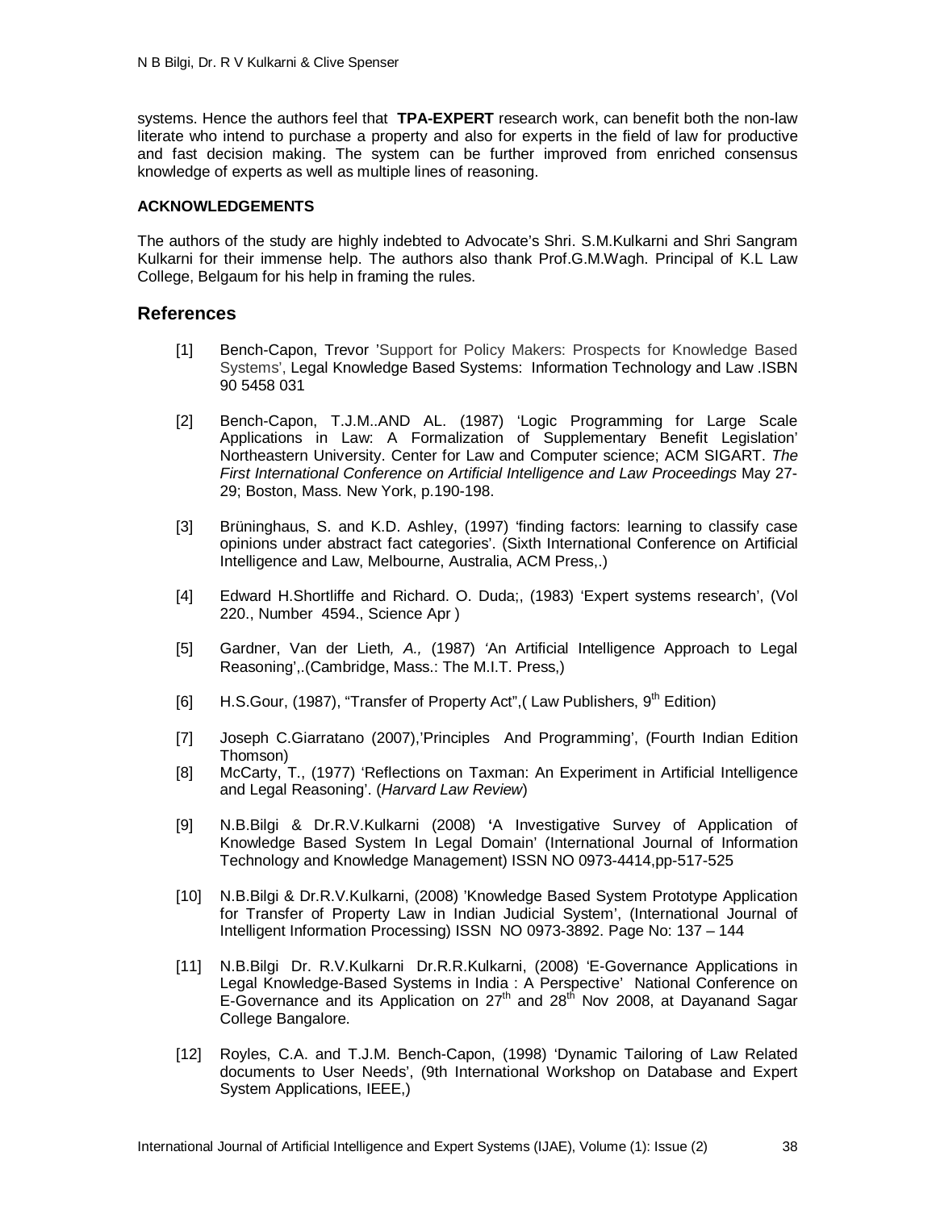systems. Hence the authors feel that **TPA-EXPERT** research work, can benefit both the non-law literate who intend to purchase a property and also for experts in the field of law for productive and fast decision making. The system can be further improved from enriched consensus knowledge of experts as well as multiple lines of reasoning.

**ACKNOWLEDGEMENTS**

The authors of the study are highly indebted to Advocate's Shri. S.M.Kulkarni and Shri Sangram Kulkarni for their immense help. The authors also thank Prof.G.M.Wagh. Principal of K.L Law College, Belgaum for his help in framing the rules.

## References

[1] Bench-Capon, Trevor 'Support for Policy Makers: Prospects for Knowledge Based Systems', Legal Knowledge Based Systems: Information Technology and Law .ISBN 90 5458 031

[2] Bench-Capon, T.J.M..AND AL. (1987) 'Logic Programming for Large Scale Applications in Law: A Formalization of Supplementary Benefit Legislation' Northeastern University. Center for Law and Computer science; ACM SIGART. *The First International Conference on Artificial Intelligence and Law Proceedings* May 27-29; Boston, Mass. New York, p.190-198.

[3] Brüninghaus, S. and K.D. Ashley, (1997) 'finding factors: learning to classify case opinions under abstract fact categories'. (Sixth International Conference on Artificial Intelligence and Law, Melbourne, Australia, ACM Press,.)

[4] Edward H.Shortliffe and Richard. O. Duda;, (1983) 'Expert systems research', (Vol 220., Number 4594., Science Apr )

[5] Gardner, Van der Lieth*, A.,* (1987) 'An Artificial Intelligence Approach to Legal Reasoning',.(Cambridge, Mass.: The M.I.T. Press,)

[6] H.S.Gour, (1987), "Transfer of Property Act",( Law Publishers, 9th Edition)

[7] Joseph C.Giarratano (2007),'Principles And Programming', (Fourth Indian Edition Thomson)

[8] McCarty, T., (1977) 'Reflections on Taxman: An Experiment in Artificial Intelligence and Legal Reasoning'. (*Harvard Law Review*)

[9] N.B.Bilgi & Dr.R.V.Kulkarni (2008) **'**A Investigative Survey of Application of Knowledge Based System In Legal Domain' (International Journal of Information Technology and Knowledge Management) ISSN NO 0973-4414,pp-517-525

[10] N.B.Bilgi & Dr.R.V.Kulkarni, (2008) 'Knowledge Based System Prototype Application for Transfer of Property Law in Indian Judicial System', (International Journal of Intelligent Information Processing) ISSN NO 0973-3892. Page No: 137 – 144

[11] N.B.Bilgi Dr. R.V.Kulkarni Dr.R.R.Kulkarni, (2008) 'E-Governance Applications in Legal Knowledge-Based Systems in India : A Perspective' National Conference on E-Governance and its Application on 27th and 28th Nov 2008, at Dayanand Sagar College Bangalore.

[12] Royles, C.A. and T.J.M. Bench-Capon, (1998) 'Dynamic Tailoring of Law Related documents to User Needs', (9th International Workshop on Database and Expert System Applications, IEEE,)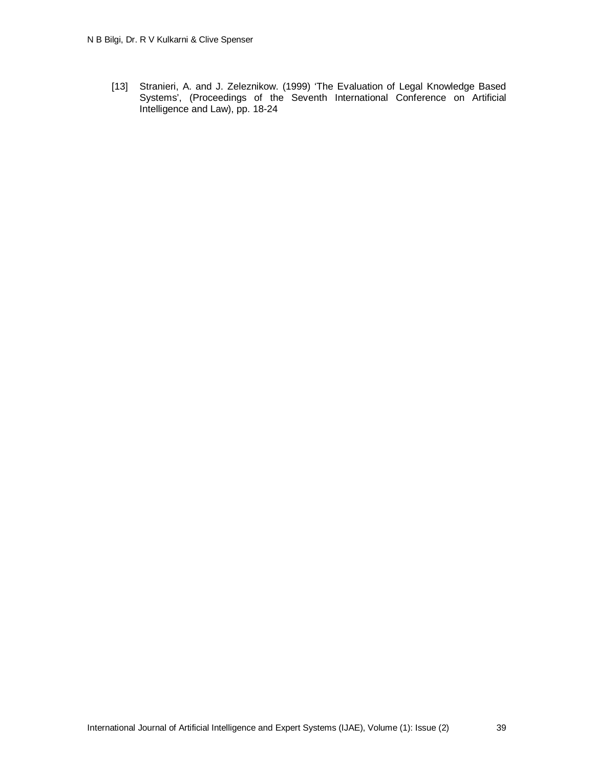[13] Stranieri, A. and J. Zeleznikow. (1999) 'The Evaluation of Legal Knowledge Based Systems', (Proceedings of the Seventh International Conference on Artificial Intelligence and Law), pp. 18-24